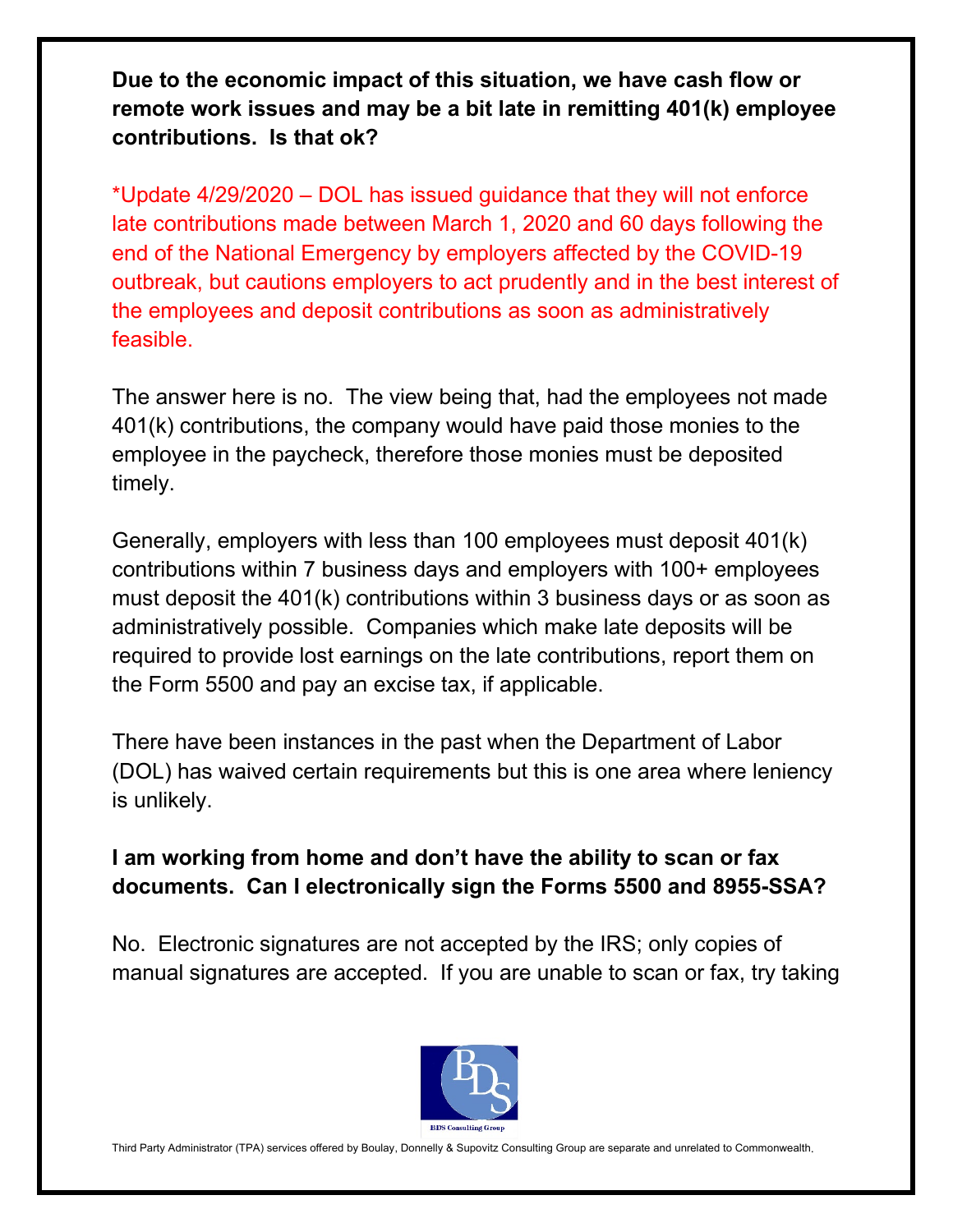**Due to the economic impact of this situation, we have cash flow or remote work issues and may be a bit late in remitting 401(k) employee contributions. Is that ok?**

*Update 4/29/2020 – DOL has issued guidance that they will not enforce late contributions made between March 1, 2020 and 60 days following the end of the National Emergency by employers affected by the COVID-19 outbreak, but cautions employers to act prudently and in the best interest of the employees and deposit contributions as soon as administratively feasible.

The answer here is no. The view being that, had the employees not made 401(k) contributions, the company would have paid those monies to the employee in the paycheck, therefore those monies must be deposited timely.

Generally, employers with less than 100 employees must deposit 401(k) contributions within 7 business days and employers with 100+ employees must deposit the 401(k) contributions within 3 business days or as soon as administratively possible. Companies which make late deposits will be required to provide lost earnings on the late contributions, report them on the Form 5500 and pay an excise tax, if applicable.

There have been instances in the past when the Department of Labor (DOL) has waived certain requirements but this is one area where leniency is unlikely.

**I am working from home and don't have the ability to scan or fax documents. Can I electronically sign the Forms 5500 and 8955-SSA?**

No. Electronic signatures are not accepted by the IRS; only copies of manual signatures are accepted. If you are unable to scan or fax, try taking

BDS Consulting Group

Third Party Administrator (TPA) services offered by Boulay, Donnelly & Supovitz Consulting Group are separate and unrelated to Commonwealth.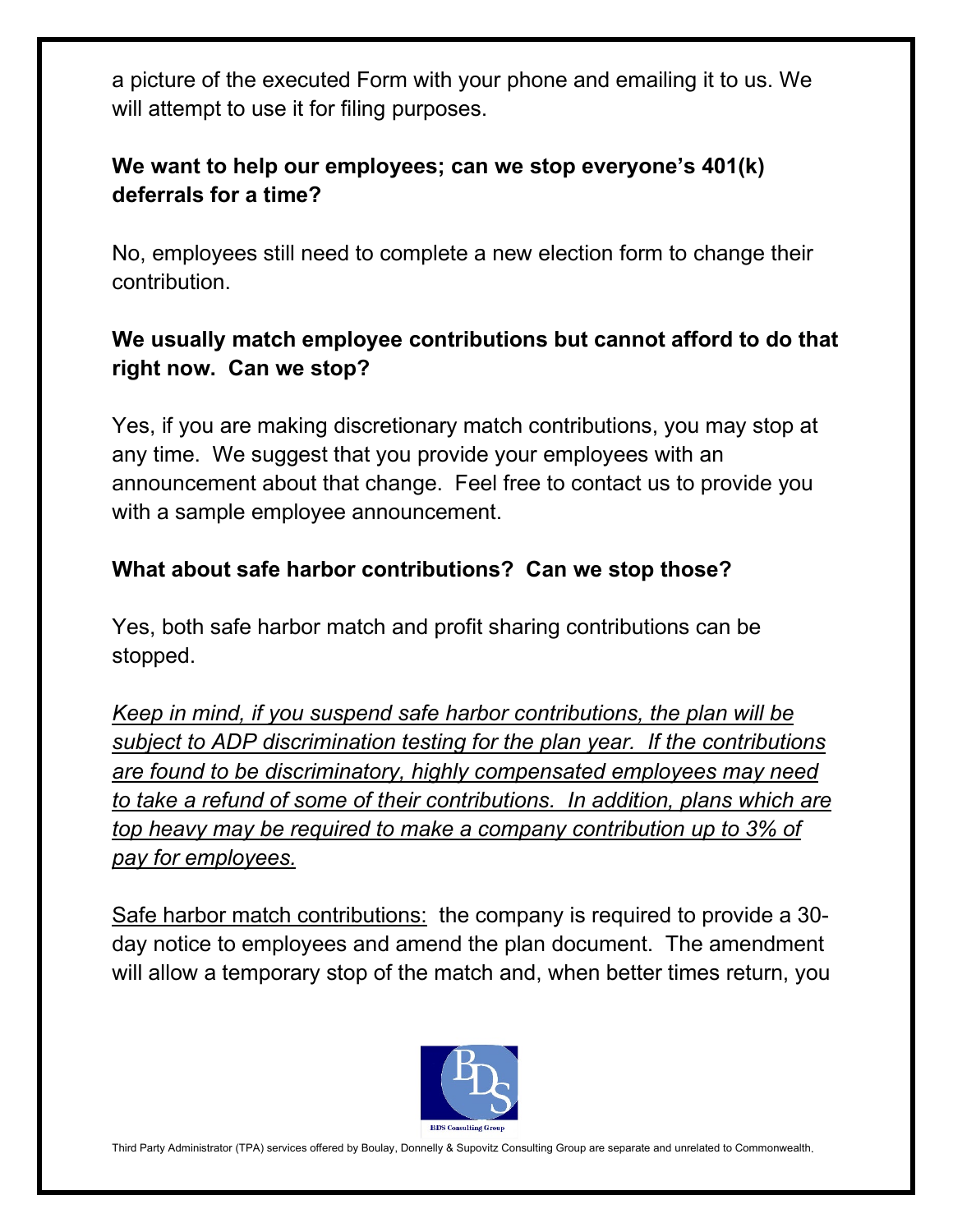a picture of the executed Form with your phone and emailing it to us. We will attempt to use it for filing purposes.

**We want to help our employees; can we stop everyone's 401(k) deferrals for a time?**

No, employees still need to complete a new election form to change their contribution.

**We usually match employee contributions but cannot afford to do that right now. Can we stop?**

Yes, if you are making discretionary match contributions, you may stop at any time. We suggest that you provide your employees with an announcement about that change. Feel free to contact us to provide you with a sample employee announcement.

**What about safe harbor contributions? Can we stop those?**

Yes, both safe harbor match and profit sharing contributions can be stopped.

<u>*Keep in mind, if you suspend safe harbor contributions, the plan will be subject to ADP discrimination testing for the plan year. If the contributions are found to be discriminatory, highly compensated employees may need to take a refund of some of their contributions. In addition, plans which are top heavy may be required to make a company contribution up to 3% of pay for employees.*</u>

<u>Safe harbor match contributions:</u> the company is required to provide a 30-day notice to employees and amend the plan document. The amendment will allow a temporary stop of the match and, when better times return, you

Third Party Administrator (TPA) services offered by Boulay, Donnelly & Supovitz Consulting Group are separate and unrelated to Commonwealth.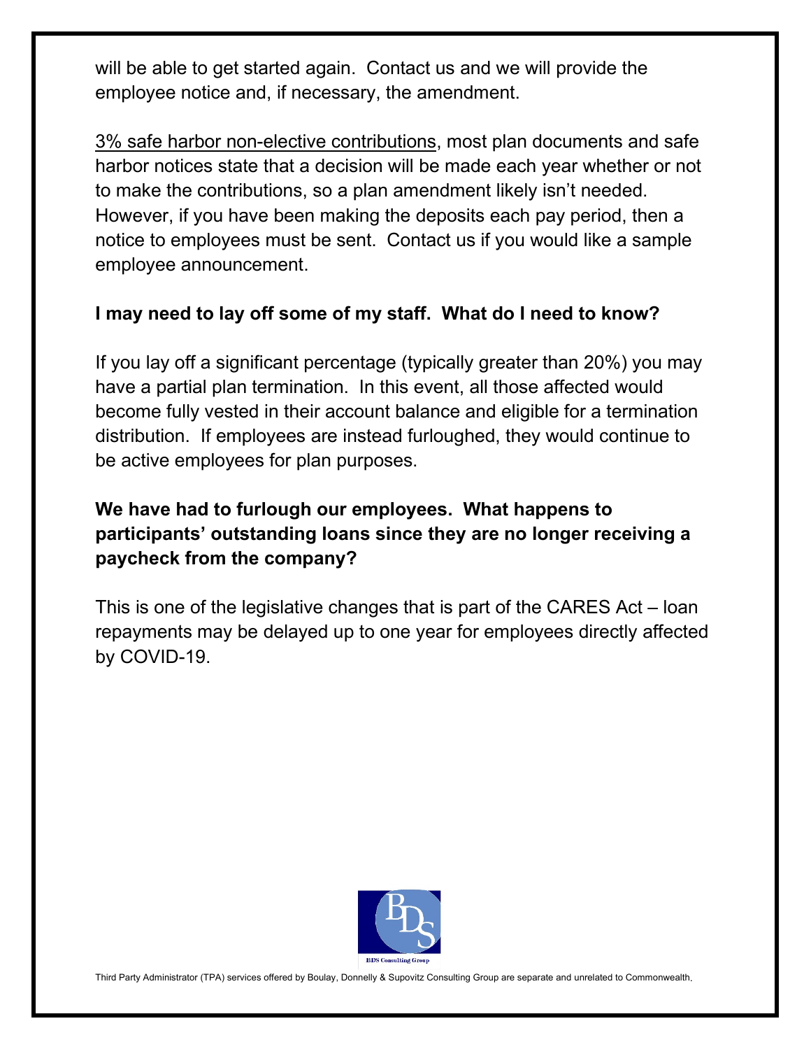will be able to get started again. Contact us and we will provide the employee notice and, if necessary, the amendment.

<u>3% safe harbor non-elective contributions</u>, most plan documents and safe harbor notices state that a decision will be made each year whether or not to make the contributions, so a plan amendment likely isn't needed. However, if you have been making the deposits each pay period, then a notice to employees must be sent. Contact us if you would like a sample employee announcement.

**I may need to lay off some of my staff. What do I need to know?**

If you lay off a significant percentage (typically greater than 20%) you may have a partial plan termination. In this event, all those affected would become fully vested in their account balance and eligible for a termination distribution. If employees are instead furloughed, they would continue to be active employees for plan purposes.

**We have had to furlough our employees. What happens to participants' outstanding loans since they are no longer receiving a paycheck from the company?**

This is one of the legislative changes that is part of the CARES Act – loan repayments may be delayed up to one year for employees directly affected by COVID-19.

BDS Consulting Group

Third Party Administrator (TPA) services offered by Boulay, Donnelly & Supovitz Consulting Group are separate and unrelated to Commonwealth.